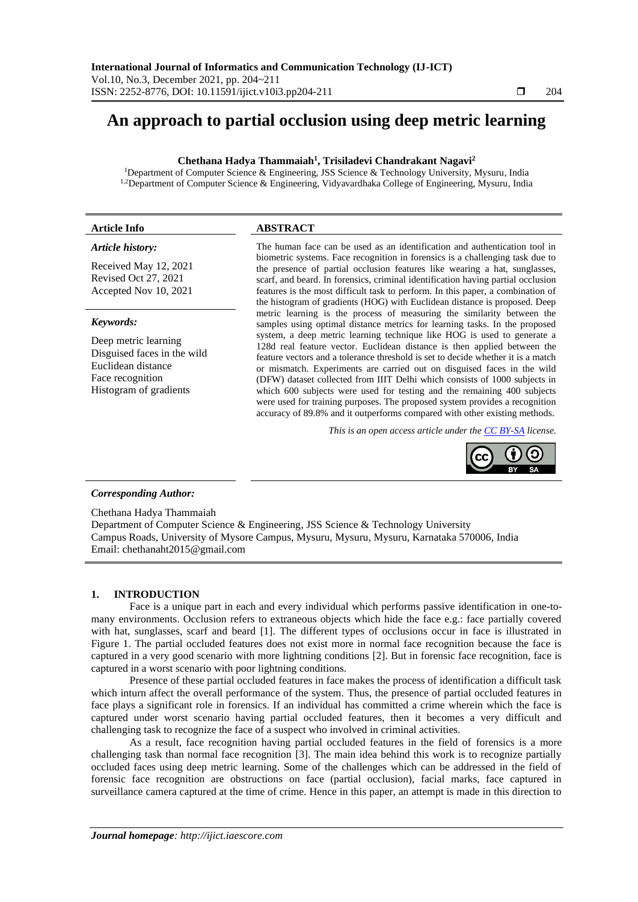# An approach to partial occlusion using deep metric learning

**Chethana Hadya Thammaiah[1], Trisiladevi Chandrakant Nagavi[2]**

[1]Department of Computer Science & Engineering, JSS Science & Technology University, Mysuru, India
[1,2]Department of Computer Science & Engineering, Vidyavardhaka College of Engineering, Mysuru, India

**Article Info**

*Article history:*

Received May 12, 2021
Revised Oct 27, 2021
Accepted Nov 10, 2021

*Keywords:*

Deep metric learning
Disguised faces in the wild
Euclidean distance
Face recognition
Histogram of gradients

**ABSTRACT**

The human face can be used as an identification and authentication tool in biometric systems. Face recognition in forensics is a challenging task due to the presence of partial occlusion features like wearing a hat, sunglasses, scarf, and beard. In forensics, criminal identification having partial occlusion features is the most difficult task to perform. In this paper, a combination of the histogram of gradients (HOG) with Euclidean distance is proposed. Deep metric learning is the process of measuring the similarity between the samples using optimal distance metrics for learning tasks. In the proposed system, a deep metric learning technique like HOG is used to generate a 128d real feature vector. Euclidean distance is then applied between the feature vectors and a tolerance threshold is set to decide whether it is a match or mismatch. Experiments are carried out on disguised faces in the wild (DFW) dataset collected from IIIT Delhi which consists of 1000 subjects in which 600 subjects were used for testing and the remaining 400 subjects were used for training purposes. The proposed system provides a recognition accuracy of 89.8% and it outperforms compared with other existing methods.

*This is an open access article under the CC BY-SA license.*

***Corresponding Author:***

Chethana Hadya Thammaiah
Department of Computer Science & Engineering, JSS Science & Technology University
Campus Roads, University of Mysore Campus, Mysuru, Mysuru, Mysuru, Karnataka 570006, India
Email: chethanaht2015@gmail.com

## 1. INTRODUCTION

Face is a unique part in each and every individual which performs passive identification in one-to-many environments. Occlusion refers to extraneous objects which hide the face e.g.: face partially covered with hat, sunglasses, scarf and beard [1]. The different types of occlusions occur in face is illustrated in Figure 1. The partial occluded features does not exist more in normal face recognition because the face is captured in a very good scenario with more lightning conditions [2]. But in forensic face recognition, face is captured in a worst scenario with poor lightning conditions.

Presence of these partial occluded features in face makes the process of identification a difficult task which inturn affect the overall performance of the system. Thus, the presence of partial occluded features in face plays a significant role in forensics. If an individual has committed a crime wherein which the face is captured under worst scenario having partial occluded features, then it becomes a very difficult and challenging task to recognize the face of a suspect who involved in criminal activities.

As a result, face recognition having partial occluded features in the field of forensics is a more challenging task than normal face recognition [3]. The main idea behind this work is to recognize partially occluded faces using deep metric learning. Some of the challenges which can be addressed in the field of forensic face recognition are obstructions on face (partial occlusion), facial marks, face captured in surveillance camera captured at the time of crime. Hence in this paper, an attempt is made in this direction to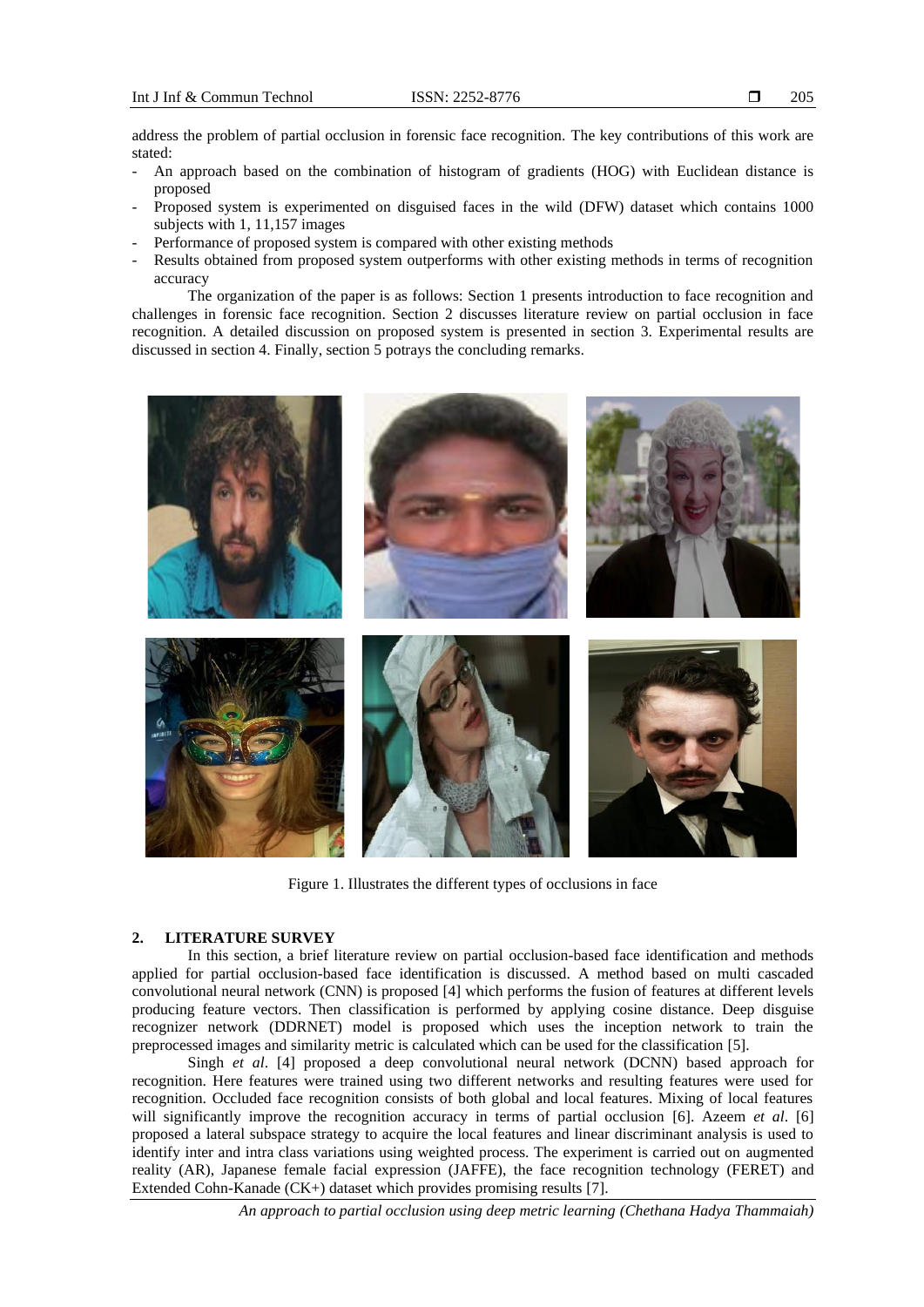address the problem of partial occlusion in forensic face recognition. The key contributions of this work are stated:

- An approach based on the combination of histogram of gradients (HOG) with Euclidean distance is proposed
- Proposed system is experimented on disguised faces in the wild (DFW) dataset which contains 1000 subjects with 1, 11,157 images
- Performance of proposed system is compared with other existing methods
- Results obtained from proposed system outperforms with other existing methods in terms of recognition accuracy

The organization of the paper is as follows: Section 1 presents introduction to face recognition and challenges in forensic face recognition. Section 2 discusses literature review on partial occlusion in face recognition. A detailed discussion on proposed system is presented in section 3. Experimental results are discussed in section 4. Finally, section 5 potrays the concluding remarks.

Figure 1. Illustrates the different types of occlusions in face

## 2. LITERATURE SURVEY

In this section, a brief literature review on partial occlusion-based face identification and methods applied for partial occlusion-based face identification is discussed. A method based on multi cascaded convolutional neural network (CNN) is proposed [4] which performs the fusion of features at different levels producing feature vectors. Then classification is performed by applying cosine distance. Deep disguise recognizer network (DDRNET) model is proposed which uses the inception network to train the preprocessed images and similarity metric is calculated which can be used for the classification [5].

Singh *et al*. [4] proposed a deep convolutional neural network (DCNN) based approach for recognition. Here features were trained using two different networks and resulting features were used for recognition. Occluded face recognition consists of both global and local features. Mixing of local features will significantly improve the recognition accuracy in terms of partial occlusion [6]. Azeem *et al*. [6] proposed a lateral subspace strategy to acquire the local features and linear discriminant analysis is used to identify inter and intra class variations using weighted process. The experiment is carried out on augmented reality (AR), Japanese female facial expression (JAFFE), the face recognition technology (FERET) and Extended Cohn-Kanade (CK+) dataset which provides promising results [7].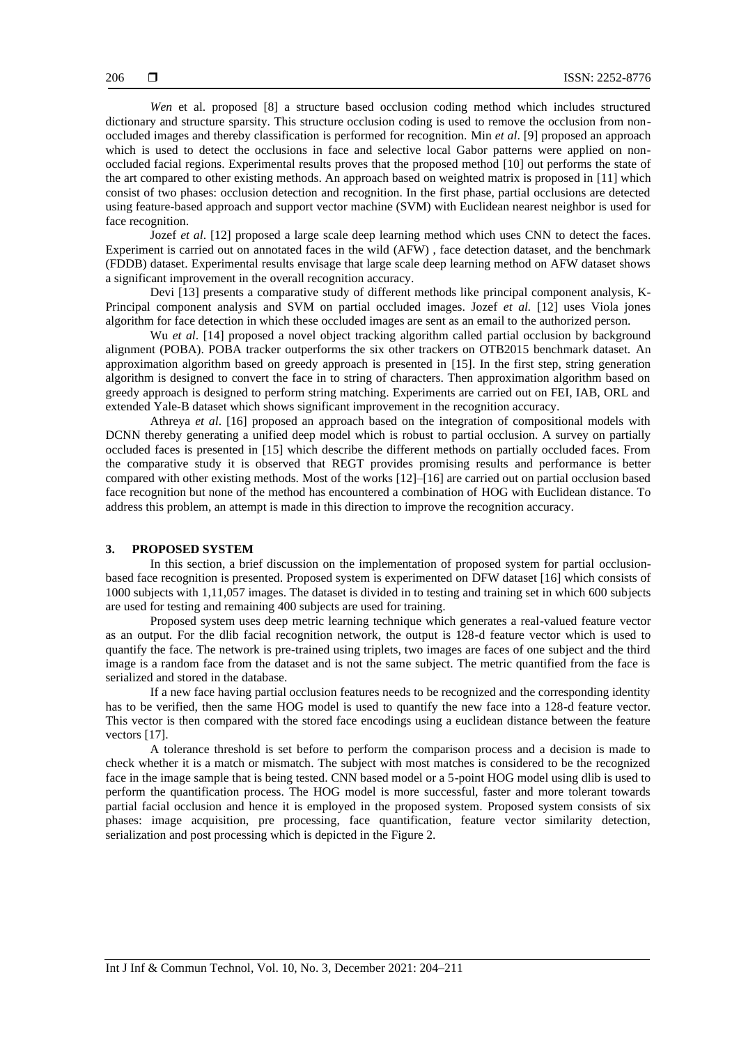*Wen* et al. proposed [8] a structure based occlusion coding method which includes structured dictionary and structure sparsity. This structure occlusion coding is used to remove the occlusion from non-occluded images and thereby classification is performed for recognition. Min *et al*. [9] proposed an approach which is used to detect the occlusions in face and selective local Gabor patterns were applied on non-occluded facial regions. Experimental results proves that the proposed method [10] out performs the state of the art compared to other existing methods. An approach based on weighted matrix is proposed in [11] which consist of two phases: occlusion detection and recognition. In the first phase, partial occlusions are detected using feature-based approach and support vector machine (SVM) with Euclidean nearest neighbor is used for face recognition.

Jozef *et al*. [12] proposed a large scale deep learning method which uses CNN to detect the faces. Experiment is carried out on annotated faces in the wild (AFW) , face detection dataset, and the benchmark (FDDB) dataset. Experimental results envisage that large scale deep learning method on AFW dataset shows a significant improvement in the overall recognition accuracy.

Devi [13] presents a comparative study of different methods like principal component analysis, K-Principal component analysis and SVM on partial occluded images. Jozef *et al.* [12] uses Viola jones algorithm for face detection in which these occluded images are sent as an email to the authorized person.

Wu *et al*. [14] proposed a novel object tracking algorithm called partial occlusion by background alignment (POBA). POBA tracker outperforms the six other trackers on OTB2015 benchmark dataset. An approximation algorithm based on greedy approach is presented in [15]. In the first step, string generation algorithm is designed to convert the face in to string of characters. Then approximation algorithm based on greedy approach is designed to perform string matching. Experiments are carried out on FEI, IAB, ORL and extended Yale-B dataset which shows significant improvement in the recognition accuracy.

Athreya *et al*. [16] proposed an approach based on the integration of compositional models with DCNN thereby generating a unified deep model which is robust to partial occlusion. A survey on partially occluded faces is presented in [15] which describe the different methods on partially occluded faces. From the comparative study it is observed that REGT provides promising results and performance is better compared with other existing methods. Most of the works [12]–[16] are carried out on partial occlusion based face recognition but none of the method has encountered a combination of HOG with Euclidean distance. To address this problem, an attempt is made in this direction to improve the recognition accuracy.

## 3. PROPOSED SYSTEM

In this section, a brief discussion on the implementation of proposed system for partial occlusion-based face recognition is presented. Proposed system is experimented on DFW dataset [16] which consists of 1000 subjects with 1,11,057 images. The dataset is divided in to testing and training set in which 600 subjects are used for testing and remaining 400 subjects are used for training.

Proposed system uses deep metric learning technique which generates a real-valued feature vector as an output. For the dlib facial recognition network, the output is 128-d feature vector which is used to quantify the face. The network is pre-trained using triplets, two images are faces of one subject and the third image is a random face from the dataset and is not the same subject. The metric quantified from the face is serialized and stored in the database.

If a new face having partial occlusion features needs to be recognized and the corresponding identity has to be verified, then the same HOG model is used to quantify the new face into a 128-d feature vector. This vector is then compared with the stored face encodings using a euclidean distance between the feature vectors [17].

A tolerance threshold is set before to perform the comparison process and a decision is made to check whether it is a match or mismatch. The subject with most matches is considered to be the recognized face in the image sample that is being tested. CNN based model or a 5-point HOG model using dlib is used to perform the quantification process. The HOG model is more successful, faster and more tolerant towards partial facial occlusion and hence it is employed in the proposed system. Proposed system consists of six phases: image acquisition, pre processing, face quantification, feature vector similarity detection, serialization and post processing which is depicted in the Figure 2.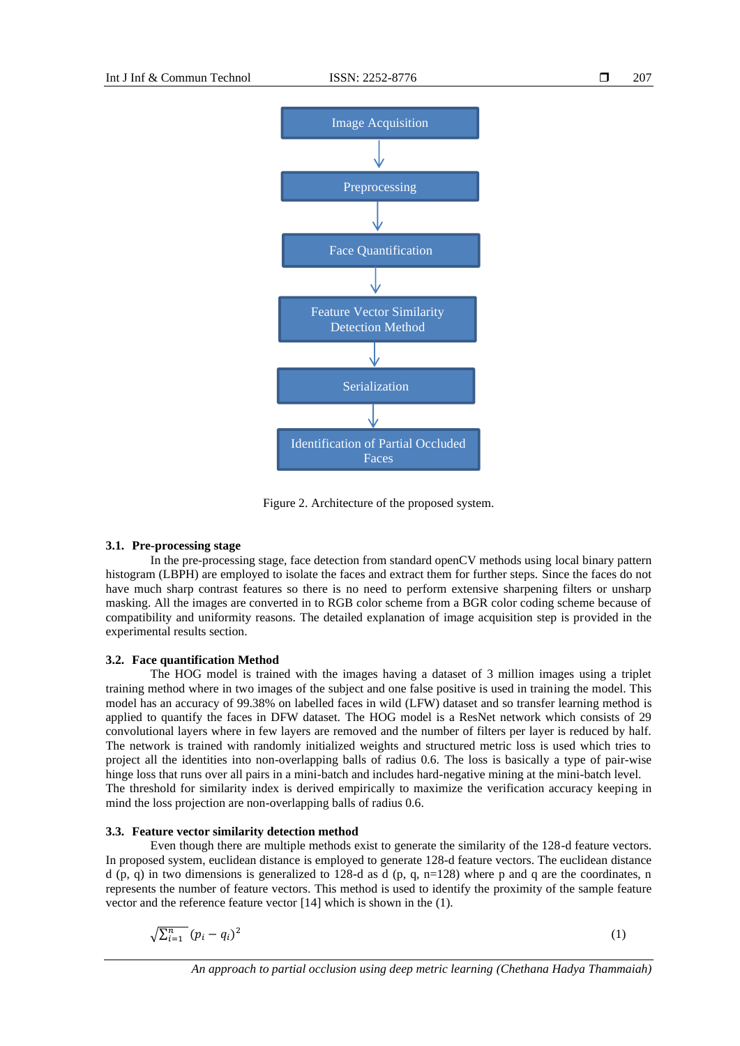Image Acquisition

Preprocessing

Face Quantification

Feature Vector Similarity Detection Method

Serialization

Identification of Partial Occluded Faces

Figure 2. Architecture of the proposed system.

### 3.1. Pre-processing stage

In the pre-processing stage, face detection from standard openCV methods using local binary pattern histogram (LBPH) are employed to isolate the faces and extract them for further steps. Since the faces do not have much sharp contrast features so there is no need to perform extensive sharpening filters or unsharp masking. All the images are converted in to RGB color scheme from a BGR color coding scheme because of compatibility and uniformity reasons. The detailed explanation of image acquisition step is provided in the experimental results section.

### 3.2. Face quantification Method

The HOG model is trained with the images having a dataset of 3 million images using a triplet training method where in two images of the subject and one false positive is used in training the model. This model has an accuracy of 99.38% on labelled faces in wild (LFW) dataset and so transfer learning method is applied to quantify the faces in DFW dataset. The HOG model is a ResNet network which consists of 29 convolutional layers where in few layers are removed and the number of filters per layer is reduced by half. The network is trained with randomly initialized weights and structured metric loss is used which tries to project all the identities into non-overlapping balls of radius 0.6. The loss is basically a type of pair-wise hinge loss that runs over all pairs in a mini-batch and includes hard-negative mining at the mini-batch level. The threshold for similarity index is derived empirically to maximize the verification accuracy keeping in mind the loss projection are non-overlapping balls of radius 0.6.

### 3.3. Feature vector similarity detection method

Even though there are multiple methods exist to generate the similarity of the 128-d feature vectors. In proposed system, euclidean distance is employed to generate 128-d feature vectors. The euclidean distance d (p, q) in two dimensions is generalized to 128-d as d (p, q, n=128) where p and q are the coordinates, n represents the number of feature vectors. This method is used to identify the proximity of the sample feature vector and the reference feature vector [14] which is shown in the (1).

$$\sqrt{\sum_{i=1}^{n} (p_i - q_i)^2} \tag{1}$$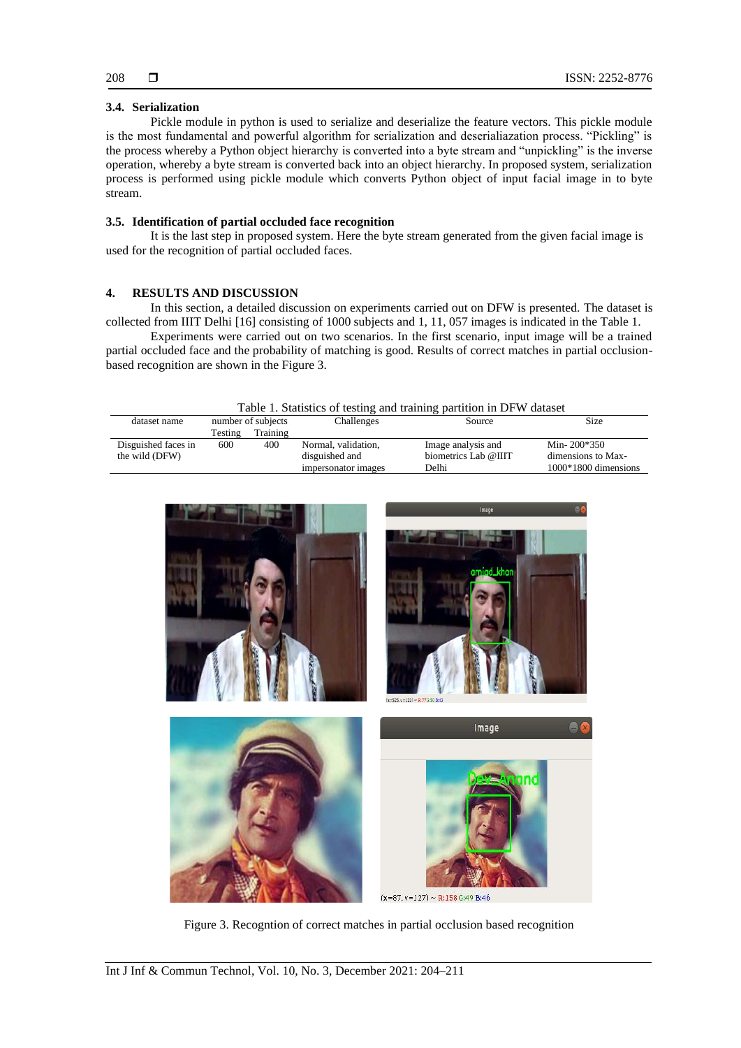### 3.4. Serialization

Pickle module in python is used to serialize and deserialize the feature vectors. This pickle module is the most fundamental and powerful algorithm for serialization and deserialiazation process. “Pickling” is the process whereby a Python object hierarchy is converted into a byte stream and “unpickling” is the inverse operation, whereby a byte stream is converted back into an object hierarchy. In proposed system, serialization process is performed using pickle module which converts Python object of input facial image in to byte stream.

### 3.5. Identification of partial occluded face recognition

It is the last step in proposed system. Here the byte stream generated from the given facial image is used for the recognition of partial occluded faces.

## 4. RESULTS AND DISCUSSION

In this section, a detailed discussion on experiments carried out on DFW is presented. The dataset is collected from IIIT Delhi [16] consisting of 1000 subjects and 1, 11, 057 images is indicated in the Table 1.

Experiments were carried out on two scenarios. In the first scenario, input image will be a trained partial occluded face and the probability of matching is good. Results of correct matches in partial occlusion-based recognition are shown in the Figure 3.

Table 1. Statistics of testing and training partition in DFW dataset

| dataset name | number of subjects | | Challenges | Source | Size |
|---|---|---|---|---|---|
| | Testing | Training | | | |
| Disguished faces in the wild (DFW) | 600 | 400 | Normal, validation, disguished and impersonator images | Image analysis and biometrics Lab @IIIT Delhi | Min- 200*350 dimensions to Max-1000*1800 dimensions |

Figure 3. Recogntion of correct matches in partial occlusion based recognition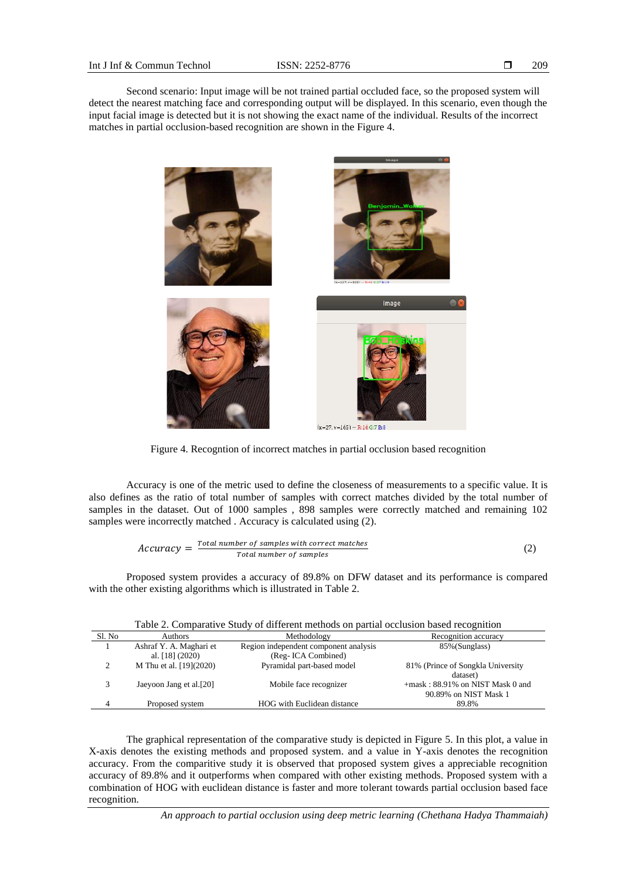Second scenario: Input image will be not trained partial occluded face, so the proposed system will detect the nearest matching face and corresponding output will be displayed. In this scenario, even though the input facial image is detected but it is not showing the exact name of the individual. Results of the incorrect matches in partial occlusion-based recognition are shown in the Figure 4.

Figure 4. Recogntion of incorrect matches in partial occlusion based recognition

Accuracy is one of the metric used to define the closeness of measurements to a specific value. It is also defines as the ratio of total number of samples with correct matches divided by the total number of samples in the dataset. Out of 1000 samples , 898 samples were correctly matched and remaining 102 samples were incorrectly matched . Accuracy is calculated using (2).

$$Accuracy = \frac{Total\ number\ of\ samples\ with\ correct\ matches}{Total\ number\ of\ samples} \tag{2}$$

Proposed system provides a accuracy of 89.8% on DFW dataset and its performance is compared with the other existing algorithms which is illustrated in Table 2.

Table 2. Comparative Study of different methods on partial occlusion based recognition

| Sl. No | Authors | Methodology | Recognition accuracy |
|---|---|---|---|
| 1 | Ashraf Y. A. Maghari et al. [18] (2020) | Region independent component analysis (Reg- ICA Combined) | 85%(Sunglass) |
| 2 | M Thu et al. [19](2020) | Pyramidal part-based model | 81% (Prince of Songkla University dataset) |
| 3 | Jaeyoon Jang et al.[20] | Mobile face recognizer | +mask : 88.91% on NIST Mask 0 and 90.89% on NIST Mask 1 |
| 4 | Proposed system | HOG with Euclidean distance | 89.8% |

The graphical representation of the comparative study is depicted in Figure 5. In this plot, a value in X-axis denotes the existing methods and proposed system. and a value in Y-axis denotes the recognition accuracy. From the comparitive study it is observed that proposed system gives a appreciable recognition accuracy of 89.8% and it outperforms when compared with other existing methods. Proposed system with a combination of HOG with euclidean distance is faster and more tolerant towards partial occlusion based face recognition.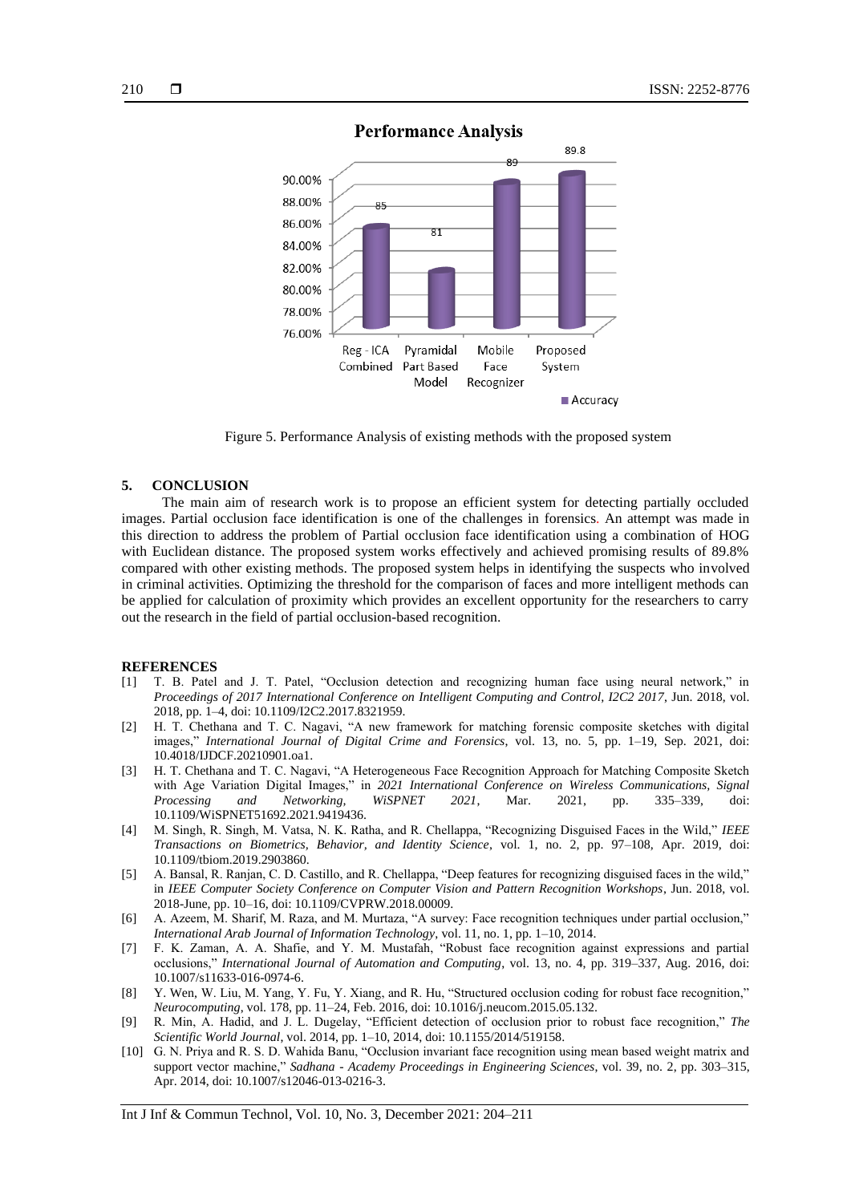Figure 5. Performance Analysis of existing methods with the proposed system

## 5. CONCLUSION

The main aim of research work is to propose an efficient system for detecting partially occluded images. Partial occlusion face identification is one of the challenges in forensics. An attempt was made in this direction to address the problem of Partial occlusion face identification using a combination of HOG with Euclidean distance. The proposed system works effectively and achieved promising results of 89.8% compared with other existing methods. The proposed system helps in identifying the suspects who involved in criminal activities. Optimizing the threshold for the comparison of faces and more intelligent methods can be applied for calculation of proximity which provides an excellent opportunity for the researchers to carry out the research in the field of partial occlusion-based recognition.

## REFERENCES

[1] T. B. Patel and J. T. Patel, "Occlusion detection and recognizing human face using neural network," in *Proceedings of 2017 International Conference on Intelligent Computing and Control, I2C2 2017*, Jun. 2018, vol. 2018, pp. 1–4, doi: 10.1109/I2C2.2017.8321959.

[2] H. T. Chethana and T. C. Nagavi, "A new framework for matching forensic composite sketches with digital images," *International Journal of Digital Crime and Forensics*, vol. 13, no. 5, pp. 1–19, Sep. 2021, doi: 10.4018/IJDCF.20210901.oa1.

[3] H. T. Chethana and T. C. Nagavi, "A Heterogeneous Face Recognition Approach for Matching Composite Sketch with Age Variation Digital Images," in *2021 International Conference on Wireless Communications, Signal Processing and Networking, WiSPNET 2021*, Mar. 2021, pp. 335–339, doi: 10.1109/WiSPNET51692.2021.9419436.

[4] M. Singh, R. Singh, M. Vatsa, N. K. Ratha, and R. Chellappa, "Recognizing Disguised Faces in the Wild," *IEEE Transactions on Biometrics, Behavior, and Identity Science*, vol. 1, no. 2, pp. 97–108, Apr. 2019, doi: 10.1109/tbiom.2019.2903860.

[5] A. Bansal, R. Ranjan, C. D. Castillo, and R. Chellappa, "Deep features for recognizing disguised faces in the wild," in *IEEE Computer Society Conference on Computer Vision and Pattern Recognition Workshops*, Jun. 2018, vol. 2018-June, pp. 10–16, doi: 10.1109/CVPRW.2018.00009.

[6] A. Azeem, M. Sharif, M. Raza, and M. Murtaza, "A survey: Face recognition techniques under partial occlusion," *International Arab Journal of Information Technology*, vol. 11, no. 1, pp. 1–10, 2014.

[7] F. K. Zaman, A. A. Shafie, and Y. M. Mustafah, "Robust face recognition against expressions and partial occlusions," *International Journal of Automation and Computing*, vol. 13, no. 4, pp. 319–337, Aug. 2016, doi: 10.1007/s11633-016-0974-6.

[8] Y. Wen, W. Liu, M. Yang, Y. Fu, Y. Xiang, and R. Hu, "Structured occlusion coding for robust face recognition," *Neurocomputing*, vol. 178, pp. 11–24, Feb. 2016, doi: 10.1016/j.neucom.2015.05.132.

[9] R. Min, A. Hadid, and J. L. Dugelay, "Efficient detection of occlusion prior to robust face recognition," *The Scientific World Journal*, vol. 2014, pp. 1–10, 2014, doi: 10.1155/2014/519158.

[10] G. N. Priya and R. S. D. Wahida Banu, "Occlusion invariant face recognition using mean based weight matrix and support vector machine," *Sadhana - Academy Proceedings in Engineering Sciences*, vol. 39, no. 2, pp. 303–315, Apr. 2014, doi: 10.1007/s12046-013-0216-3.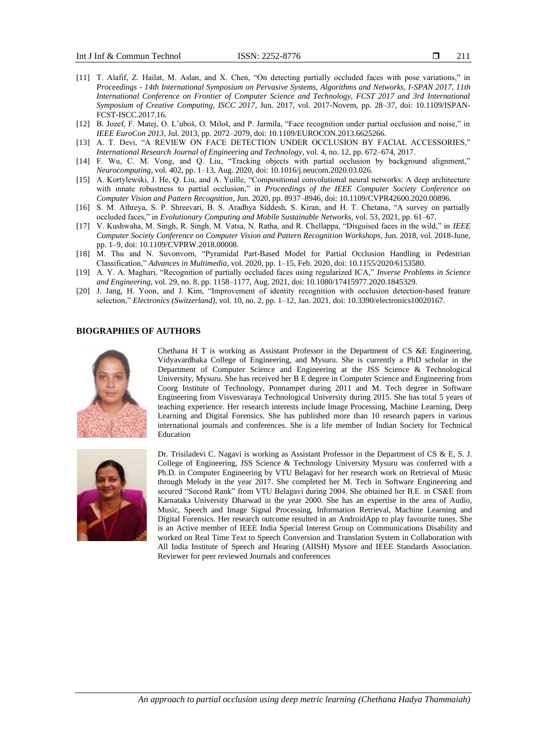[11] T. Alafif, Z. Hailat, M. Aslan, and X. Chen, "On detecting partially occluded faces with pose variations," in *Proceedings - 14th International Symposium on Pervasive Systems, Algorithms and Networks, I-SPAN 2017, 11th International Conference on Frontier of Computer Science and Technology, FCST 2017 and 3rd International Symposium of Creative Computing, ISCC 2017*, Jun. 2017, vol. 2017-Novem, pp. 28–37, doi: 10.1109/ISPAN-FCST-ISCC.2017.16.

[12] B. Jozef, F. Matej, O. L'uboš, O. Miloš, and P. Jarmila, "Face recognition under partial occlusion and noise," in *IEEE EuroCon 2013*, Jul. 2013, pp. 2072–2079, doi: 10.1109/EUROCON.2013.6625266.

[13] A. T. Devi, "A REVIEW ON FACE DETECTION UNDER OCCLUSION BY FACIAL ACCESSORIES," *International Research Journal of Engineering and Technology*, vol. 4, no. 12, pp. 672–674, 2017.

[14] F. Wu, C. M. Vong, and Q. Liu, "Tracking objects with partial occlusion by background alignment," *Neurocomputing*, vol. 402, pp. 1–13, Aug. 2020, doi: 10.1016/j.neucom.2020.03.026.

[15] A. Kortylewski, J. He, Q. Liu, and A. Yuille, "Compositional convolutional neural networks: A deep architecture with innate robustness to partial occlusion," in *Proceedings of the IEEE Computer Society Conference on Computer Vision and Pattern Recognition*, Jun. 2020, pp. 8937–8946, doi: 10.1109/CVPR42600.2020.00896.

[16] S. M. Athreya, S. P. Shreevari, B. S. Aradhya Siddesh, S. Kiran, and H. T. Chetana, "A survey on partially occluded faces," in *Evolutionary Computing and Mobile Sustainable Networks*, vol. 53, 2021, pp. 61–67.

[17] V. Kushwaha, M. Singh, R. Singh, M. Vatsa, N. Ratha, and R. Chellappa, "Disguised faces in the wild," in *IEEE Computer Society Conference on Computer Vision and Pattern Recognition Workshops*, Jun. 2018, vol. 2018-June, pp. 1–9, doi: 10.1109/CVPRW.2018.00008.

[18] M. Thu and N. Suvonvorn, "Pyramidal Part-Based Model for Partial Occlusion Handling in Pedestrian Classification," *Advances in Multimedia*, vol. 2020, pp. 1–15, Feb. 2020, doi: 10.1155/2020/6153580.

[19] A. Y. A. Maghari, "Recognition of partially occluded faces using regularized ICA," *Inverse Problems in Science and Engineering*, vol. 29, no. 8, pp. 1158–1177, Aug. 2021, doi: 10.1080/17415977.2020.1845329.

[20] J. Jang, H. Yoon, and J. Kim, "Improvement of identity recognition with occlusion detection-based feature selection," *Electronics (Switzerland)*, vol. 10, no. 2, pp. 1–12, Jan. 2021, doi: 10.3390/electronics10020167.

## BIOGRAPHIES OF AUTHORS

Chethana H T is working as Assistant Professor in the Department of CS &E Engineering, Vidyavardhaka College of Engineering, and Mysuru. She is currently a PhD scholar in the Department of Computer Science and Engineering at the JSS Science & Technological University, Mysuru. She has received her B E degree in Computer Science and Engineering from Coorg Institute of Technology, Ponnampet during 2011 and M. Tech degree in Software Engineering from Visvesvaraya Technological University during 2015. She has total 5 years of teaching experience. Her research interests include Image Processing, Machine Learning, Deep Learning and Digital Forensics. She has published more than 10 research papers in various international journals and conferences. She is a life member of Indian Society for Technical Education

Dr. Trisiladevi C. Nagavi is working as Assistant Professor in the Department of CS & E, S. J. College of Engineering, JSS Science & Technology University Mysuru was conferred with a Ph.D. in Computer Engineering by VTU Belagavi for her research work on Retrieval of Music through Melody in the year 2017. She completed her M. Tech in Software Engineering and secured "Second Rank" from VTU Belagavi during 2004. She obtained her B.E. in CS&E from Karnataka University Dharwad in the year 2000. She has an expertise in the area of Audio, Music, Speech and Image Signal Processing, Information Retrieval, Machine Learning and Digital Forensics. Her research outcome resulted in an AndroidApp to play favourite tunes. She is an Active member of IEEE India Special Interest Group on Communications Disability and worked on Real Time Text to Speech Conversion and Translation System in Collaboration with All India Institute of Speech and Hearing (AIISH) Mysore and IEEE Standards Association. Reviewer for peer reviewed Journals and conferences